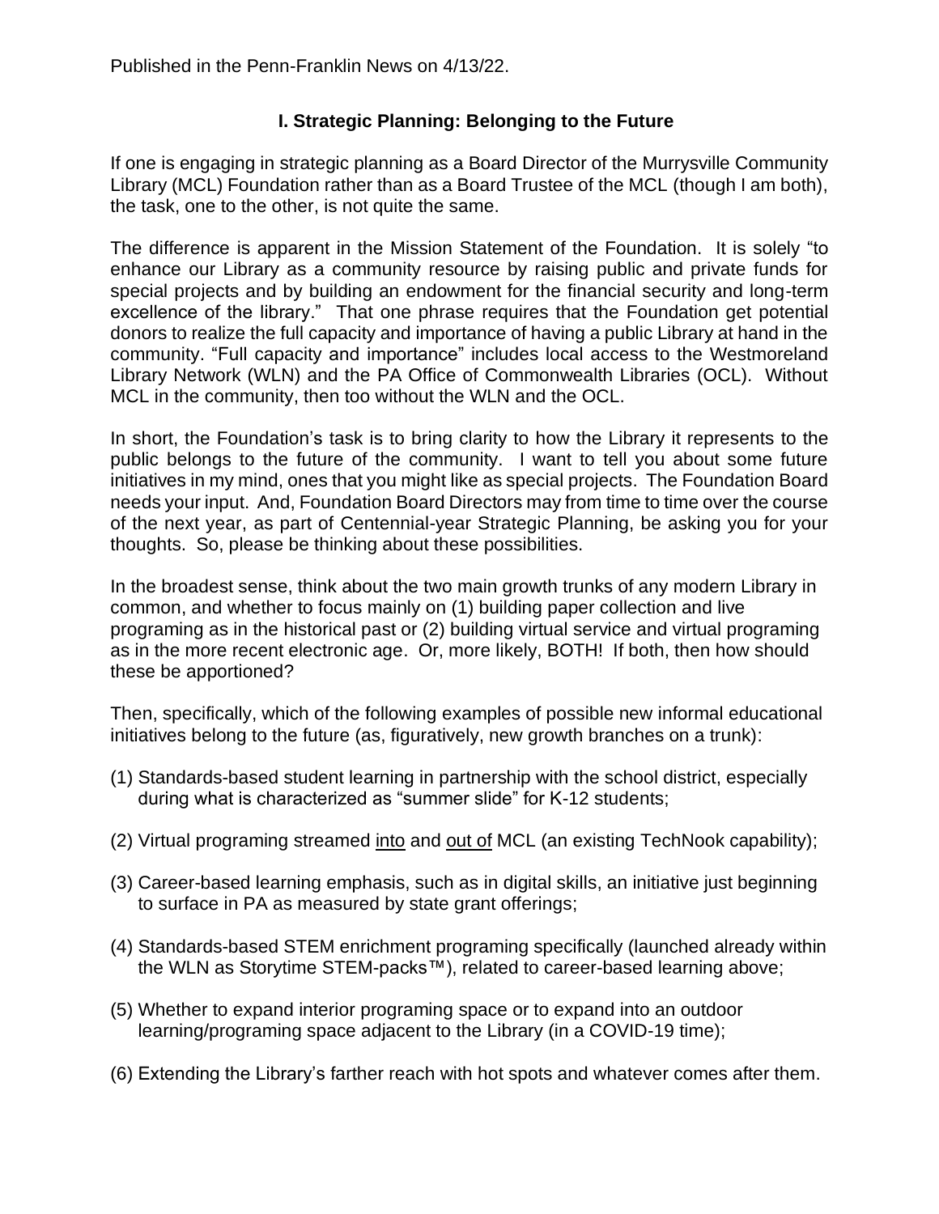Published in the Penn-Franklin News on 4/13/22.

## I. Strategic Planning: Belonging to the Future

If one is engaging in strategic planning as a Board Director of the Murrysville Community Library (MCL) Foundation rather than as a Board Trustee of the MCL (though I am both), the task, one to the other, is not quite the same.

The difference is apparent in the Mission Statement of the Foundation. It is solely "to enhance our Library as a community resource by raising public and private funds for special projects and by building an endowment for the financial security and long-term excellence of the library." That one phrase requires that the Foundation get potential donors to realize the full capacity and importance of having a public Library at hand in the community. "Full capacity and importance" includes local access to the Westmoreland Library Network (WLN) and the PA Office of Commonwealth Libraries (OCL). Without MCL in the community, then too without the WLN and the OCL.

In short, the Foundation's task is to bring clarity to how the Library it represents to the public belongs to the future of the community. I want to tell you about some future initiatives in my mind, ones that you might like as special projects. The Foundation Board needs your input. And, Foundation Board Directors may from time to time over the course of the next year, as part of Centennial-year Strategic Planning, be asking you for your thoughts. So, please be thinking about these possibilities.

In the broadest sense, think about the two main growth trunks of any modern Library in common, and whether to focus mainly on (1) building paper collection and live programing as in the historical past or (2) building virtual service and virtual programing as in the more recent electronic age. Or, more likely, BOTH! If both, then how should these be apportioned?

Then, specifically, which of the following examples of possible new informal educational initiatives belong to the future (as, figuratively, new growth branches on a trunk):

(1) Standards-based student learning in partnership with the school district, especially during what is characterized as "summer slide" for K-12 students;

(2) Virtual programing streamed <u>into</u> and <u>out of</u> MCL (an existing TechNook capability);

(3) Career-based learning emphasis, such as in digital skills, an initiative just beginning to surface in PA as measured by state grant offerings;

(4) Standards-based STEM enrichment programing specifically (launched already within the WLN as Storytime STEM-packs™), related to career-based learning above;

(5) Whether to expand interior programing space or to expand into an outdoor learning/programing space adjacent to the Library (in a COVID-19 time);

(6) Extending the Library's farther reach with hot spots and whatever comes after them.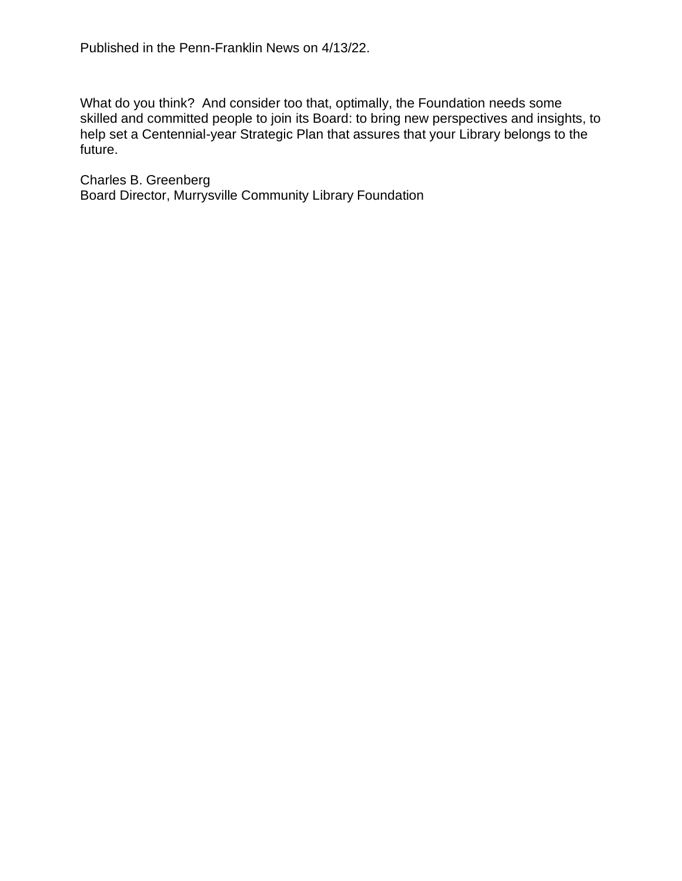Published in the Penn-Franklin News on 4/13/22.

What do you think? And consider too that, optimally, the Foundation needs some skilled and committed people to join its Board: to bring new perspectives and insights, to help set a Centennial-year Strategic Plan that assures that your Library belongs to the future.

Charles B. Greenberg  
Board Director, Murrysville Community Library Foundation